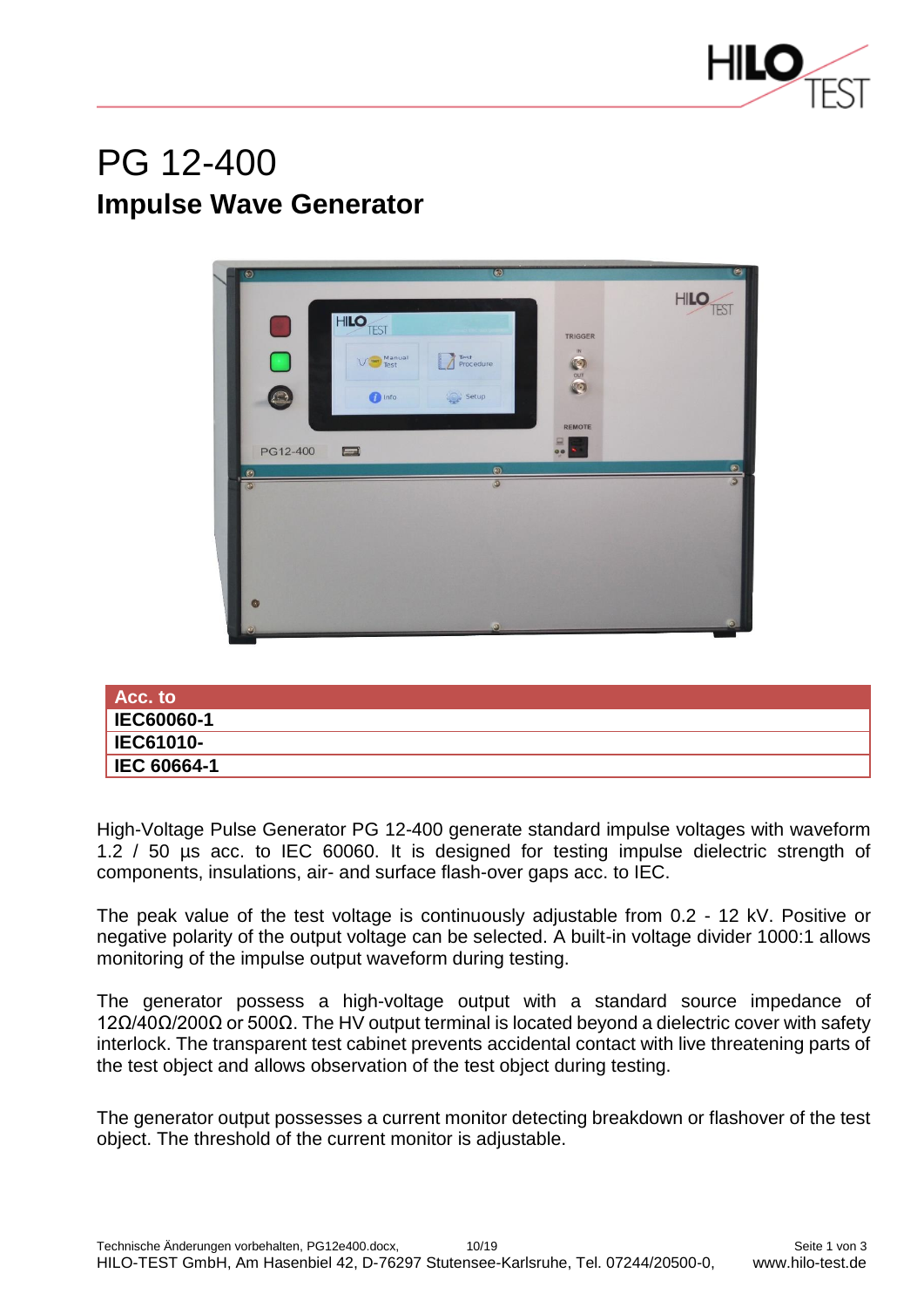# PG 12-400

## Impulse Wave Generator

| Acc. to |
| --- |
| **IEC60060-1** |
| **IEC61010-** |
| **IEC 60664-1** |

High-Voltage Pulse Generator PG 12-400 generate standard impulse voltages with waveform 1.2 / 50 µs acc. to IEC 60060. It is designed for testing impulse dielectric strength of components, insulations, air- and surface flash-over gaps acc. to IEC.

The peak value of the test voltage is continuously adjustable from 0.2 - 12 kV. Positive or negative polarity of the output voltage can be selected. A built-in voltage divider 1000:1 allows monitoring of the impulse output waveform during testing.

The generator possess a high-voltage output with a standard source impedance of 12Ω/40Ω/200Ω or 500Ω. The HV output terminal is located beyond a dielectric cover with safety interlock. The transparent test cabinet prevents accidental contact with live threatening parts of the test object and allows observation of the test object during testing.

The generator output possesses a current monitor detecting breakdown or flashover of the test object. The threshold of the current monitor is adjustable.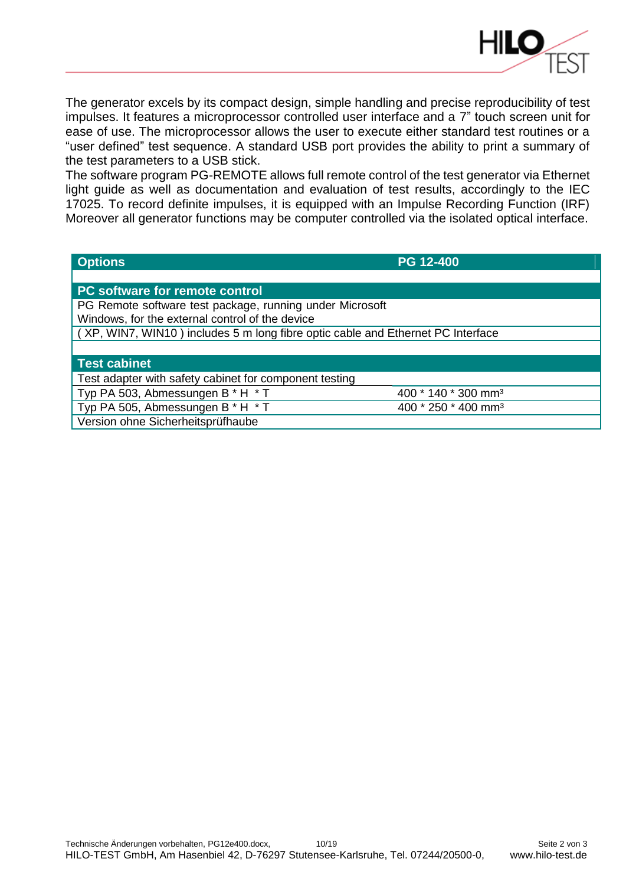The generator excels by its compact design, simple handling and precise reproducibility of test impulses. It features a microprocessor controlled user interface and a 7" touch screen unit for ease of use. The microprocessor allows the user to execute either standard test routines or a "user defined" test sequence. A standard USB port provides the ability to print a summary of the test parameters to a USB stick.
The software program PG-REMOTE allows full remote control of the test generator via Ethernet light guide as well as documentation and evaluation of test results, accordingly to the IEC 17025. To record definite impulses, it is equipped with an Impulse Recording Function (IRF) Moreover all generator functions may be computer controlled via the isolated optical interface.

| **Options** | **PG 12-400** |
|---|---|
| | |
| **PC software for remote control** | |
| PG Remote software test package, running under Microsoft Windows, for the external control of the device | |
| ( XP, WIN7, WIN10 ) includes 5 m long fibre optic cable and Ethernet PC Interface | |
| | |
| **Test cabinet** | |
| Test adapter with safety cabinet for component testing | |
| Typ PA 503, Abmessungen B * H * T | 400 * 140 * 300 mm³ |
| Typ PA 505, Abmessungen B * H * T | 400 * 250 * 400 mm³ |
| Version ohne Sicherheitsprüfhaube | |

Technische Änderungen vorbehalten, PG12e400.docx, 10/19
HILO-TEST GmbH, Am Hasenbiel 42, D-76297 Stutensee-Karlsruhe, Tel. 07244/20500-0, www.hilo-test.de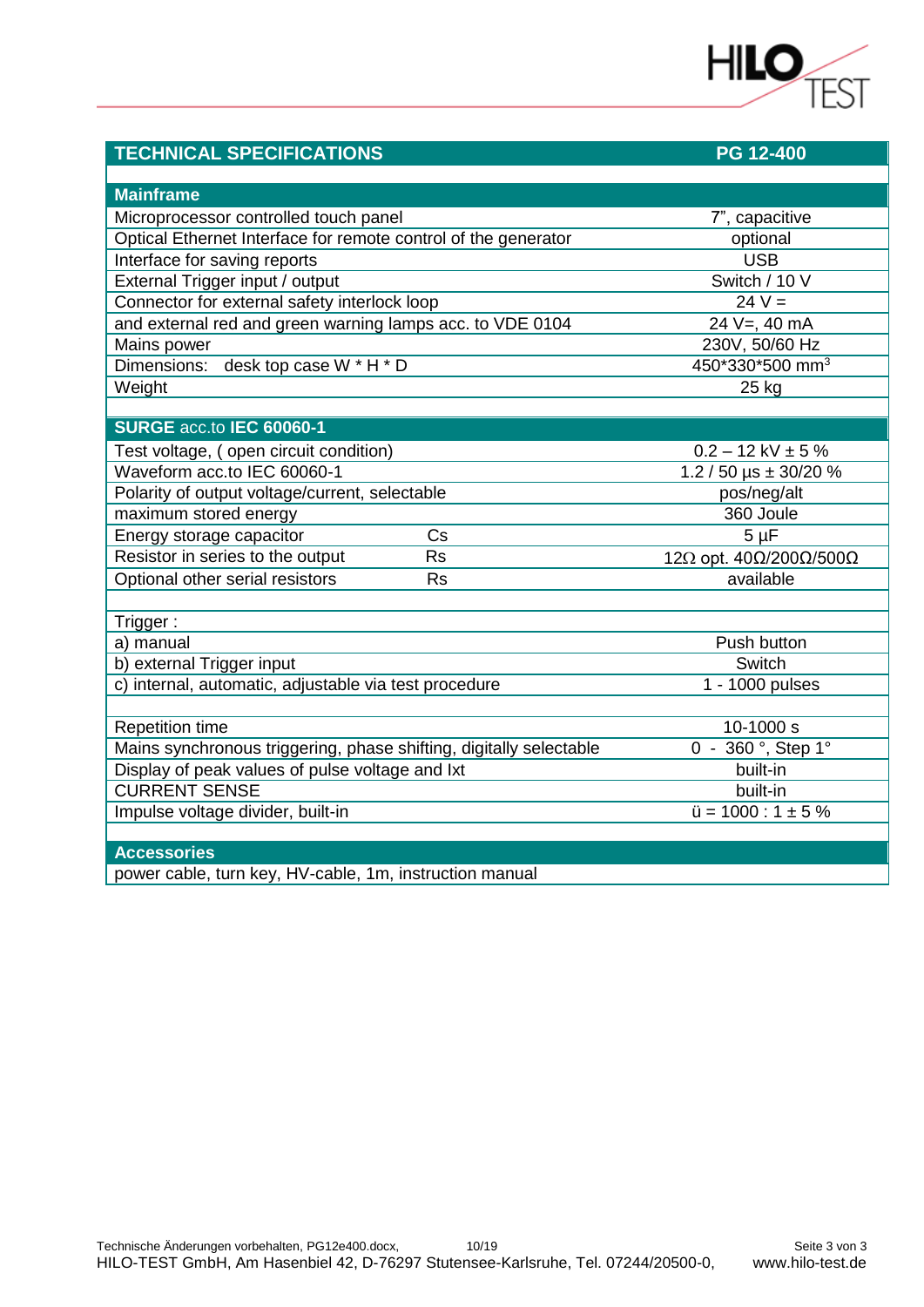| TECHNICAL SPECIFICATIONS | | PG 12-400 |
|---|---|---|
| **Mainframe** | | |
| Microprocessor controlled touch panel | | 7", capacitive |
| Optical Ethernet Interface for remote control of the generator | | optional |
| Interface for saving reports | | USB |
| External Trigger input / output | | Switch / 10 V |
| Connector for external safety interlock loop | | 24 V = |
| and external red and green warning lamps acc. to VDE 0104 | | 24 V=, 40 mA |
| Mains power | | 230V, 50/60 Hz |
| Dimensions: desk top case W * H * D | | 450*330*500 $mm^3$ |
| Weight | | 25 kg |
| | | |
| **SURGE acc.to IEC 60060-1** | | |
| Test voltage, ( open circuit condition) | | 0.2 – 12 kV ± 5 % |
| Waveform acc.to IEC 60060-1 | | 1.2 / 50 µs ± 30/20 % |
| Polarity of output voltage/current, selectable | | pos/neg/alt |
| maximum stored energy | | 360 Joule |
| Energy storage capacitor | Cs | 5 µF |
| Resistor in series to the output | Rs | 12Ω opt. 40Ω/200Ω/500Ω |
| Optional other serial resistors | Rs | available |
| | | |
| Trigger : | | |
| a) manual | | Push button |
| b) external Trigger input | | Switch |
| c) internal, automatic, adjustable via test procedure | | 1 - 1000 pulses |
| | | |
| Repetition time | | 10-1000 s |
| Mains synchronous triggering, phase shifting, digitally selectable | | 0 - 360 °, Step 1° |
| Display of peak values of pulse voltage and Ixt | | built-in |
| CURRENT SENSE | | built-in |
| Impulse voltage divider, built-in | | ü = 1000 : 1 ± 5 % |
| | | |
| **Accessories** | | |
| power cable, turn key, HV-cable, 1m, instruction manual | | |

Technische Änderungen vorbehalten, PG12e400.docx, 10/19

HILO-TEST GmbH, Am Hasenbiel 42, D-76297 Stutensee-Karlsruhe, Tel. 07244/20500-0, www.hilo-test.de